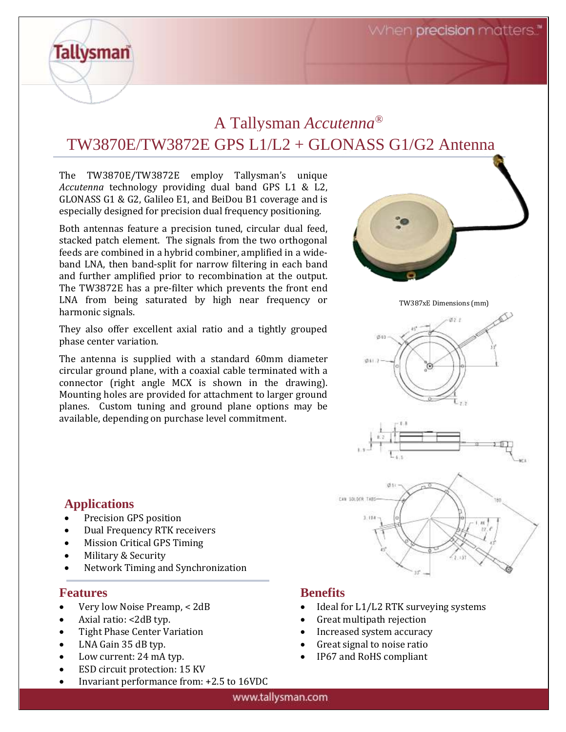# A Tallysman *Accutenna*®

# TW3870E/TW3872E GPS L1/L2 + GLONASS G1/G2 Antenna

The TW3870E/TW3872E employ Tallysman's unique *Accutenna* technology providing dual band GPS L1 & L2, GLONASS G1 & G2, Galileo E1, and BeiDou B1 coverage and is especially designed for precision dual frequency positioning.

Both antennas feature a precision tuned, circular dual feed, stacked patch element. The signals from the two orthogonal feeds are combined in a hybrid combiner, amplified in a wide-band LNA, then band-split for narrow filtering in each band and further amplified prior to recombination at the output. The TW3872E has a pre-filter which prevents the front end LNA from being saturated by high near frequency or harmonic signals.

They also offer excellent axial ratio and a tightly grouped phase center variation.

The antenna is supplied with a standard 60mm diameter circular ground plane, with a coaxial cable terminated with a connector (right angle MCX is shown in the drawing). Mounting holes are provided for attachment to larger ground planes. Custom tuning and ground plane options may be available, depending on purchase level commitment.

TW387xE Dimensions (mm)

## Applications

- Precision GPS position
- Dual Frequency RTK receivers
- Mission Critical GPS Timing
- Military & Security
- Network Timing and Synchronization

## Features

- Very low Noise Preamp, < 2dB
- Axial ratio: <2dB typ.
- Tight Phase Center Variation
- LNA Gain 35 dB typ.
- Low current: 24 mA typ.
- ESD circuit protection: 15 KV
- Invariant performance from: +2.5 to 16VDC

## Benefits

- Ideal for L1/L2 RTK surveying systems
- Great multipath rejection
- Increased system accuracy
- Great signal to noise ratio
- IP67 and RoHS compliant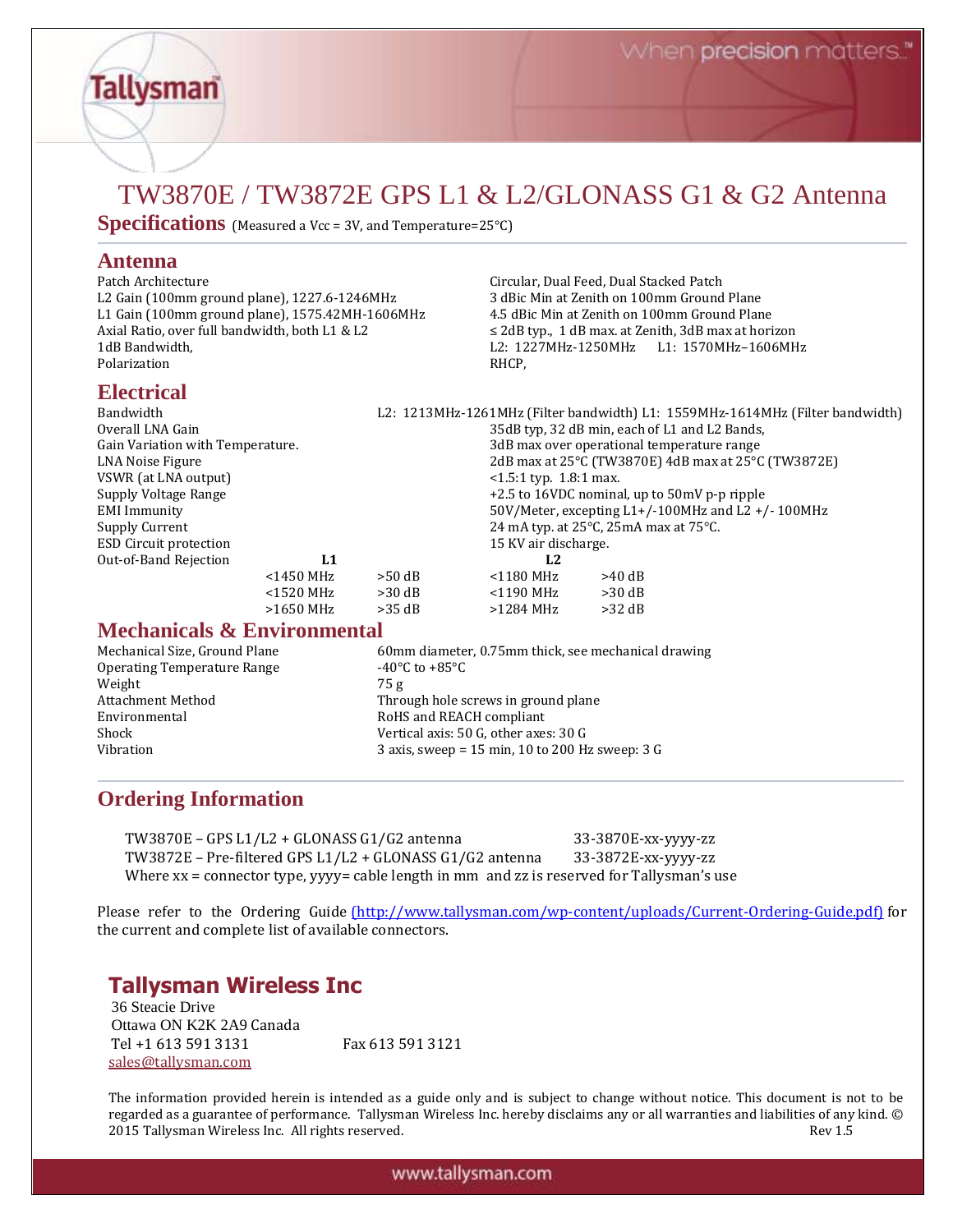# TW3870E / TW3872E GPS L1 & L2/GLONASS G1 & G2 Antenna

**Specifications** (Measured a Vcc = 3V, and Temperature=25°C)

## Antenna

| | |
|---|---|
| Patch Architecture | Circular, Dual Feed, Dual Stacked Patch |
| L2 Gain (100mm ground plane), 1227.6-1246MHz | 3 dBic Min at Zenith on 100mm Ground Plane |
| L1 Gain (100mm ground plane), 1575.42MH-1606MHz | 4.5 dBic Min at Zenith on 100mm Ground Plane |
| Axial Ratio, over full bandwidth, both L1 & L2 | ≤ 2dB typ., 1 dB max. at Zenith, 3dB max at horizon |
| 1dB Bandwidth, | L2: 1227MHz-1250MHz L1: 1570MHz–1606MHz |
| Polarization | RHCP, |

## Electrical

| | |
|---|---|
| Bandwidth | L2: 1213MHz-1261MHz (Filter bandwidth) L1: 1559MHz-1614MHz (Filter bandwidth) |
| Overall LNA Gain | 35dB typ, 32 dB min, each of L1 and L2 Bands, |
| Gain Variation with Temperature. | 3dB max over operational temperature range |
| LNA Noise Figure | 2dB max at 25°C (TW3870E) 4dB max at 25°C (TW3872E) |
| VSWR (at LNA output) | <1.5:1 typ. 1.8:1 max. |
| Supply Voltage Range | +2.5 to 16VDC nominal, up to 50mV p-p ripple |
| EMI Immunity | 50V/Meter, excepting L1+/-100MHz and L2 +/- 100MHz |
| Supply Current | 24 mA typ. at 25°C, 25mA max at 75°C. |
| ESD Circuit protection | 15 KV air discharge. |

| Out-of-Band Rejection | L1 | | L2 | |
|---|---|---|---|---|
| | <1450 MHz | >50 dB | <1180 MHz | >40 dB |
| | <1520 MHz | >30 dB | <1190 MHz | >30 dB |
| | >1650 MHz | >35 dB | >1284 MHz | >32 dB |

## Mechanicals & Environmental

| | |
|---|---|
| Mechanical Size, Ground Plane | 60mm diameter, 0.75mm thick, see mechanical drawing |
| Operating Temperature Range | -40°C to +85°C |
| Weight | 75 g |
| Attachment Method | Through hole screws in ground plane |
| Environmental | RoHS and REACH compliant |
| Shock | Vertical axis: 50 G, other axes: 30 G |
| Vibration | 3 axis, sweep = 15 min, 10 to 200 Hz sweep: 3 G |

## Ordering Information

| | |
|---|---|
| TW3870E – GPS L1/L2 + GLONASS G1/G2 antenna | 33-3870E-xx-yyyy-zz |
| TW3872E – Pre-filtered GPS L1/L2 + GLONASS G1/G2 antenna | 33-3872E-xx-yyyy-zz |

Where xx = connector type, yyyy= cable length in mm and zz is reserved for Tallysman's use

Please refer to the Ordering Guide (http://www.tallysman.com/wp-content/uploads/Current-Ordering-Guide.pdf) for the current and complete list of available connectors.

## Tallysman Wireless Inc

36 Steacie Drive
Ottawa ON K2K 2A9 Canada
Tel +1 613 591 3131 Fax 613 591 3121
sales@tallysman.com

The information provided herein is intended as a guide only and is subject to change without notice. This document is not to be regarded as a guarantee of performance. Tallysman Wireless Inc. hereby disclaims any or all warranties and liabilities of any kind. © 2015 Tallysman Wireless Inc. All rights reserved. Rev 1.5